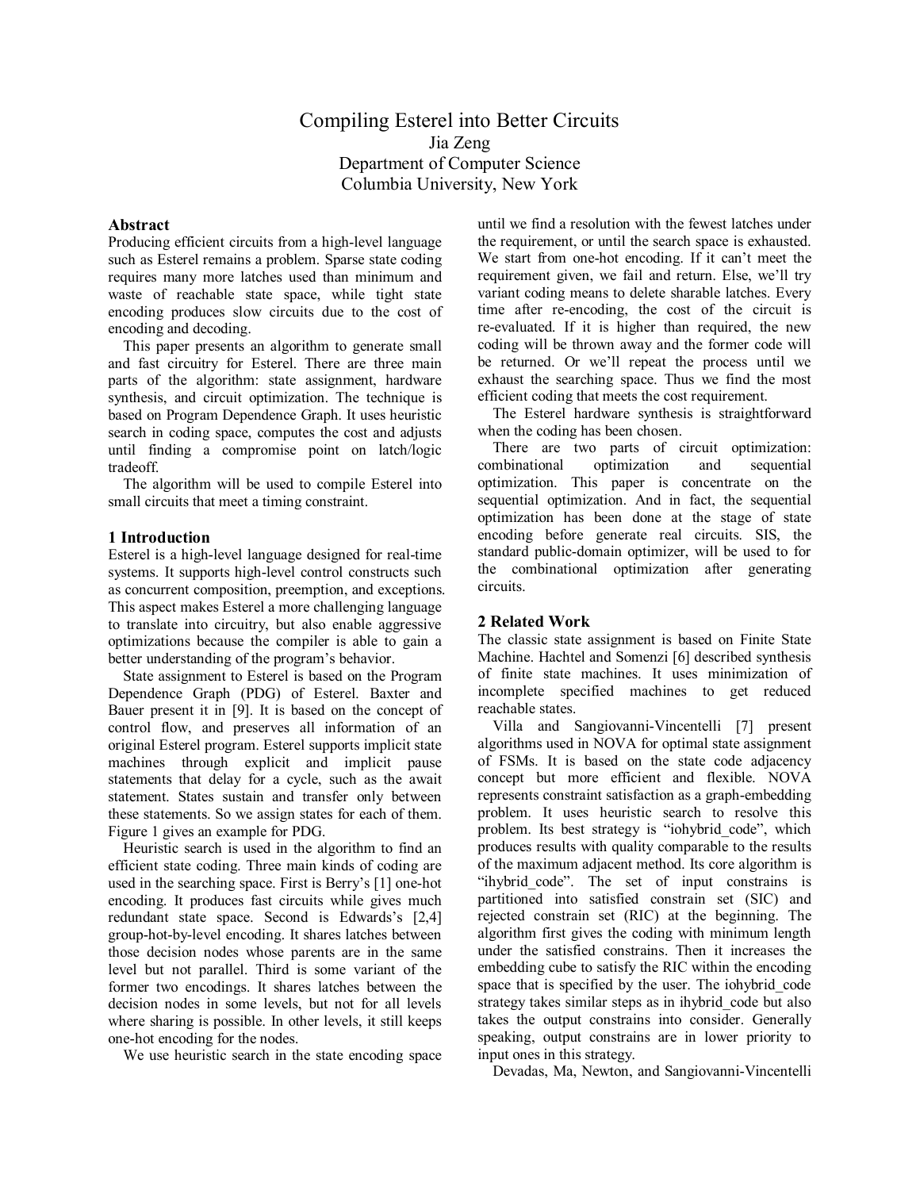# Compiling Esterel into Better Circuits

Jia Zeng

Department of Computer Science

Columbia University, New York

## Abstract

Producing efficient circuits from a high-level language such as Esterel remains a problem. Sparse state coding requires many more latches used than minimum and waste of reachable state space, while tight state encoding produces slow circuits due to the cost of encoding and decoding.

This paper presents an algorithm to generate small and fast circuitry for Esterel. There are three main parts of the algorithm: state assignment, hardware synthesis, and circuit optimization. The technique is based on Program Dependence Graph. It uses heuristic search in coding space, computes the cost and adjusts until finding a compromise point on latch/logic tradeoff.

The algorithm will be used to compile Esterel into small circuits that meet a timing constraint.

## 1 Introduction

Esterel is a high-level language designed for real-time systems. It supports high-level control constructs such as concurrent composition, preemption, and exceptions. This aspect makes Esterel a more challenging language to translate into circuitry, but also enable aggressive optimizations because the compiler is able to gain a better understanding of the program's behavior.

State assignment to Esterel is based on the Program Dependence Graph (PDG) of Esterel. Baxter and Bauer present it in [9]. It is based on the concept of control flow, and preserves all information of an original Esterel program. Esterel supports implicit state machines through explicit and implicit pause statements that delay for a cycle, such as the await statement. States sustain and transfer only between these statements. So we assign states for each of them. Figure 1 gives an example for PDG.

Heuristic search is used in the algorithm to find an efficient state coding. Three main kinds of coding are used in the searching space. First is Berry's [1] one-hot encoding. It produces fast circuits while gives much redundant state space. Second is Edwards's [2,4] group-hot-by-level encoding. It shares latches between those decision nodes whose parents are in the same level but not parallel. Third is some variant of the former two encodings. It shares latches between the decision nodes in some levels, but not for all levels where sharing is possible. In other levels, it still keeps one-hot encoding for the nodes.

We use heuristic search in the state encoding space until we find a resolution with the fewest latches under the requirement, or until the search space is exhausted. We start from one-hot encoding. If it can't meet the requirement given, we fail and return. Else, we'll try variant coding means to delete sharable latches. Every time after re-encoding, the cost of the circuit is re-evaluated. If it is higher than required, the new coding will be thrown away and the former code will be returned. Or we'll repeat the process until we exhaust the searching space. Thus we find the most efficient coding that meets the cost requirement.

The Esterel hardware synthesis is straightforward when the coding has been chosen.

There are two parts of circuit optimization: combinational optimization and sequential optimization. This paper is concentrate on the sequential optimization. And in fact, the sequential optimization has been done at the stage of state encoding before generate real circuits. SIS, the standard public-domain optimizer, will be used to for the combinational optimization after generating circuits.

## 2 Related Work

The classic state assignment is based on Finite State Machine. Hachtel and Somenzi [6] described synthesis of finite state machines. It uses minimization of incomplete specified machines to get reduced reachable states.

Villa and Sangiovanni-Vincentelli [7] present algorithms used in NOVA for optimal state assignment of FSMs. It is based on the state code adjacency concept but more efficient and flexible. NOVA represents constraint satisfaction as a graph-embedding problem. It uses heuristic search to resolve this problem. Its best strategy is "iohybrid_code", which produces results with quality comparable to the results of the maximum adjacent method. Its core algorithm is "ihybrid_code". The set of input constrains is partitioned into satisfied constrain set (SIC) and rejected constrain set (RIC) at the beginning. The algorithm first gives the coding with minimum length under the satisfied constrains. Then it increases the embedding cube to satisfy the RIC within the encoding space that is specified by the user. The iohybrid_code strategy takes similar steps as in ihybrid_code but also takes the output constrains into consider. Generally speaking, output constrains are in lower priority to input ones in this strategy.

Devadas, Ma, Newton, and Sangiovanni-Vincentelli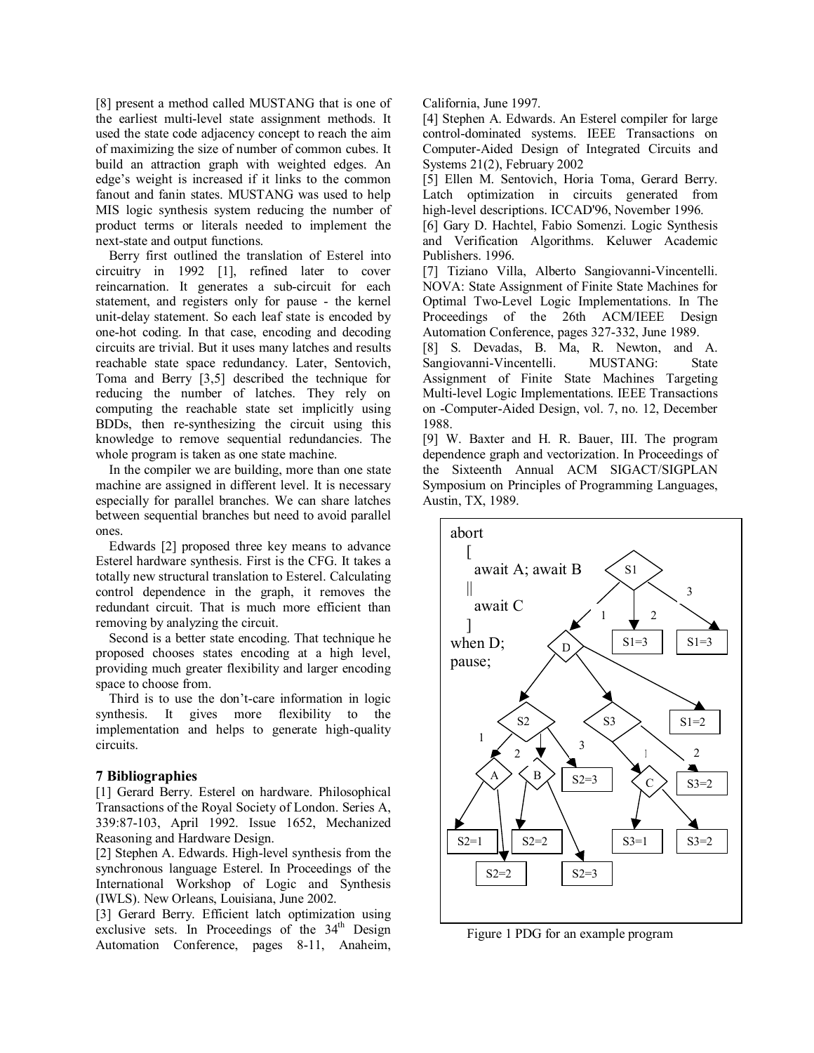[8] present a method called MUSTANG that is one of the earliest multi-level state assignment methods. It used the state code adjacency concept to reach the aim of maximizing the size of number of common cubes. It build an attraction graph with weighted edges. An edge's weight is increased if it links to the common fanout and fanin states. MUSTANG was used to help MIS logic synthesis system reducing the number of product terms or literals needed to implement the next-state and output functions.

Berry first outlined the translation of Esterel into circuitry in 1992 [1], refined later to cover reincarnation. It generates a sub-circuit for each statement, and registers only for pause - the kernel unit-delay statement. So each leaf state is encoded by one-hot coding. In that case, encoding and decoding circuits are trivial. But it uses many latches and results reachable state space redundancy. Later, Sentovich, Toma and Berry [3,5] described the technique for reducing the number of latches. They rely on computing the reachable state set implicitly using BDDs, then re-synthesizing the circuit using this knowledge to remove sequential redundancies. The whole program is taken as one state machine.

In the compiler we are building, more than one state machine are assigned in different level. It is necessary especially for parallel branches. We can share latches between sequential branches but need to avoid parallel ones.

Edwards [2] proposed three key means to advance Esterel hardware synthesis. First is the CFG. It takes a totally new structural translation to Esterel. Calculating control dependence in the graph, it removes the redundant circuit. That is much more efficient than removing by analyzing the circuit.

Second is a better state encoding. That technique he proposed chooses states encoding at a high level, providing much greater flexibility and larger encoding space to choose from.

Third is to use the don't-care information in logic synthesis. It gives more flexibility to the implementation and helps to generate high-quality circuits.

## 7 Bibliographies

[1] Gerard Berry. Esterel on hardware. Philosophical Transactions of the Royal Society of London. Series A, 339:87-103, April 1992. Issue 1652, Mechanized Reasoning and Hardware Design.

[2] Stephen A. Edwards. High-level synthesis from the synchronous language Esterel. In Proceedings of the International Workshop of Logic and Synthesis (IWLS). New Orleans, Louisiana, June 2002.

[3] Gerard Berry. Efficient latch optimization using exclusive sets. In Proceedings of the 34th Design Automation Conference, pages 8-11, Anaheim, California, June 1997.

[4] Stephen A. Edwards. An Esterel compiler for large control-dominated systems. IEEE Transactions on Computer-Aided Design of Integrated Circuits and Systems 21(2), February 2002

[5] Ellen M. Sentovich, Horia Toma, Gerard Berry. Latch optimization in circuits generated from high-level descriptions. ICCAD'96, November 1996.

[6] Gary D. Hachtel, Fabio Somenzi. Logic Synthesis and Verification Algorithms. Keluwer Academic Publishers. 1996.

[7] Tiziano Villa, Alberto Sangiovanni-Vincentelli. NOVA: State Assignment of Finite State Machines for Optimal Two-Level Logic Implementations. In The Proceedings of the 26th ACM/IEEE Design Automation Conference, pages 327-332, June 1989.

[8] S. Devadas, B. Ma, R. Newton, and A. Sangiovanni-Vincentelli. MUSTANG: State Assignment of Finite State Machines Targeting Multi-level Logic Implementations. IEEE Transactions on -Computer-Aided Design, vol. 7, no. 12, December 1988.

[9] W. Baxter and H. R. Bauer, III. The program dependence graph and vectorization. In Proceedings of the Sixteenth Annual ACM SIGACT/SIGPLAN Symposium on Principles of Programming Languages, Austin, TX, 1989.

```
abort
  [
    await A; await B
  ||
    await C
  ]
when D;
pause;
```

S1
1
2
3
S1=3
S1=3
D
S1=2
S2
S3
1
2
3
1
2
A
B
S2=3
C
S3=2
S2=1
S2=2
S3=1
S3=2
S2=2
S2=3

Figure 1 PDG for an example program